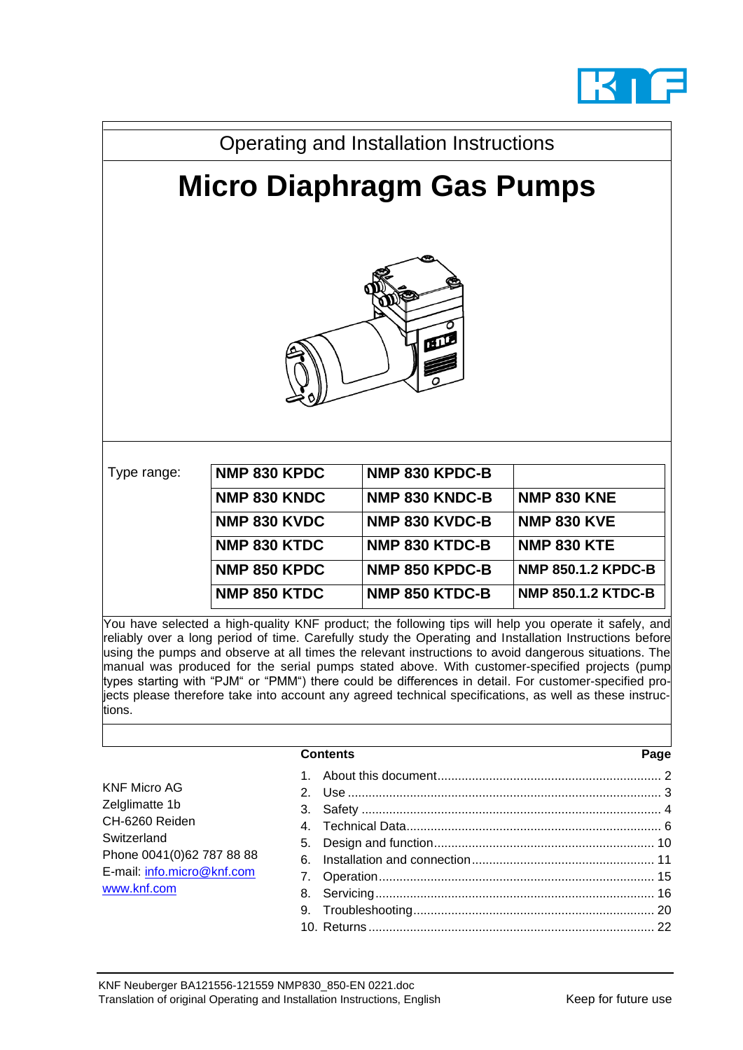Operating and Installation Instructions

# Micro Diaphragm Gas Pumps

Type range:

| | | |
|---|---|---|
| **NMP 830 KPDC** | **NMP 830 KPDC-B** | |
| **NMP 830 KNDC** | **NMP 830 KNDC-B** | **NMP 830 KNE** |
| **NMP 830 KVDC** | **NMP 830 KVDC-B** | **NMP 830 KVE** |
| **NMP 830 KTDC** | **NMP 830 KTDC-B** | **NMP 830 KTE** |
| **NMP 850 KPDC** | **NMP 850 KPDC-B** | **NMP 850.1.2 KPDC-B** |
| **NMP 850 KTDC** | **NMP 850 KTDC-B** | **NMP 850.1.2 KTDC-B** |

You have selected a high-quality KNF product; the following tips will help you operate it safely, and reliably over a long period of time. Carefully study the Operating and Installation Instructions before using the pumps and observe at all times the relevant instructions to avoid dangerous situations. The manual was produced for the serial pumps stated above. With customer-specified projects (pump types starting with “PJM“ or “PMM“) there could be differences in detail. For customer-specified projects please therefore take into account any agreed technical specifications, as well as these instructions.

KNF Micro AG
Zelglimatte 1b
CH-6260 Reiden
Switzerland
Phone 0041(0)62 787 88 88
E-mail: info.micro@knf.com
www.knf.com

**Contents** — **Page**

1. About this document .... 2
2. Use .... 3
3. Safety .... 4
4. Technical Data .... 6
5. Design and function .... 10
6. Installation and connection .... 11
7. Operation .... 15
8. Servicing .... 16
9. Troubleshooting .... 20
10. Returns .... 22

KNF Neuberger BA121556-121559 NMP830_850-EN 0221.doc
Translation of original Operating and Installation Instructions, English

Keep for future use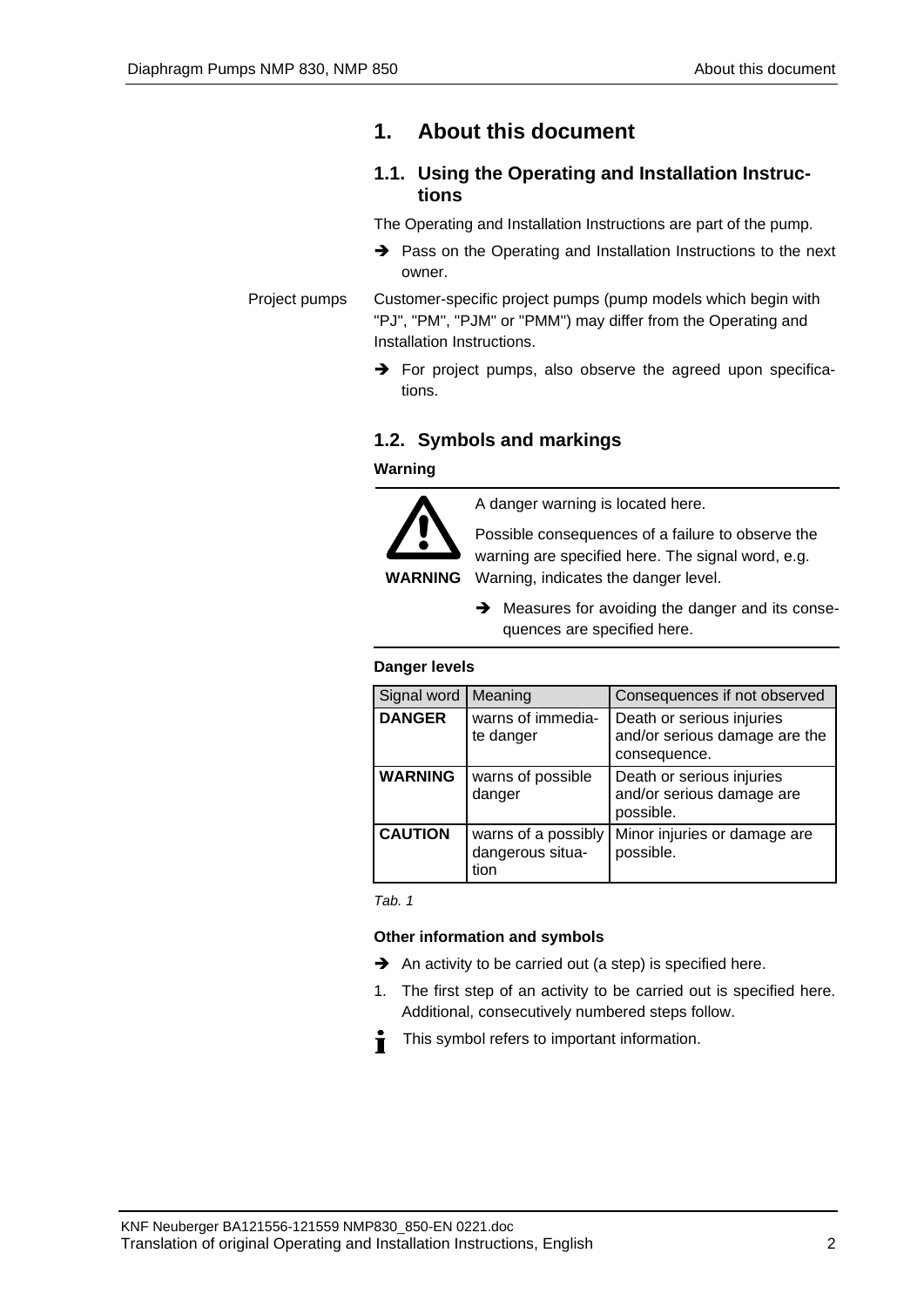# 1. About this document

## 1.1. Using the Operating and Installation Instructions

The Operating and Installation Instructions are part of the pump.

➔ Pass on the Operating and Installation Instructions to the next owner.

Project pumps

Customer-specific project pumps (pump models which begin with "PJ", "PM", "PJM" or "PMM") may differ from the Operating and Installation Instructions.

➔ For project pumps, also observe the agreed upon specifications.

## 1.2. Symbols and markings

**Warning**

**WARNING**

A danger warning is located here.

Possible consequences of a failure to observe the warning are specified here. The signal word, e.g. Warning, indicates the danger level.

➔ Measures for avoiding the danger and its consequences are specified here.

**Danger levels**

| Signal word | Meaning | Consequences if not observed |
|---|---|---|
| **DANGER** | warns of immediate danger | Death or serious injuries and/or serious damage are the consequence. |
| **WARNING** | warns of possible danger | Death or serious injuries and/or serious damage are possible. |
| **CAUTION** | warns of a possibly dangerous situation | Minor injuries or damage are possible. |

*Tab. 1*

**Other information and symbols**

➔ An activity to be carried out (a step) is specified here.

1. The first step of an activity to be carried out is specified here. Additional, consecutively numbered steps follow.

This symbol refers to important information.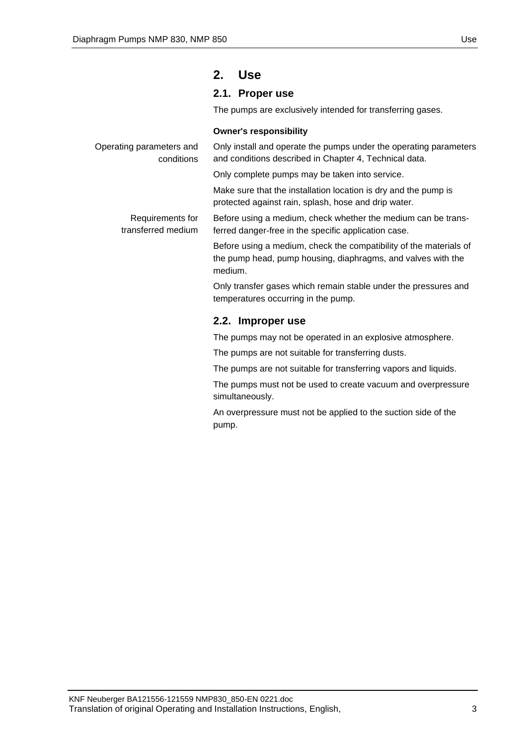# 2. Use

## 2.1. Proper use

The pumps are exclusively intended for transferring gases.

**Owner's responsibility**

Operating parameters and conditions

Only install and operate the pumps under the operating parameters and conditions described in Chapter 4, Technical data.

Only complete pumps may be taken into service.

Make sure that the installation location is dry and the pump is protected against rain, splash, hose and drip water.

Requirements for transferred medium

Before using a medium, check whether the medium can be transferred danger-free in the specific application case.

Before using a medium, check the compatibility of the materials of the pump head, pump housing, diaphragms, and valves with the medium.

Only transfer gases which remain stable under the pressures and temperatures occurring in the pump.

## 2.2. Improper use

The pumps may not be operated in an explosive atmosphere.

The pumps are not suitable for transferring dusts.

The pumps are not suitable for transferring vapors and liquids.

The pumps must not be used to create vacuum and overpressure simultaneously.

An overpressure must not be applied to the suction side of the pump.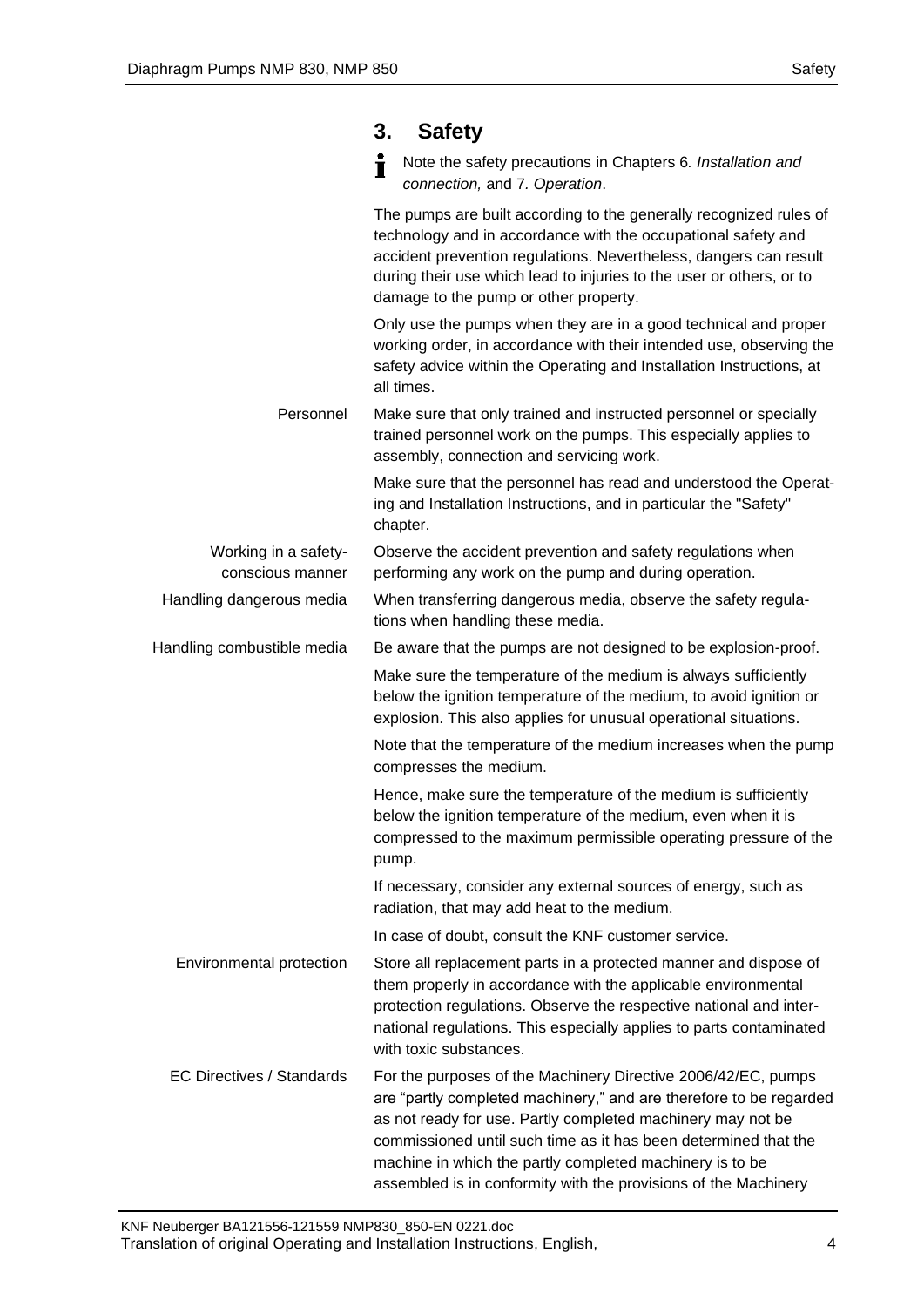## 3. Safety

Note the safety precautions in Chapters 6. *Installation and connection,* and 7. *Operation*.

The pumps are built according to the generally recognized rules of technology and in accordance with the occupational safety and accident prevention regulations. Nevertheless, dangers can result during their use which lead to injuries to the user or others, or to damage to the pump or other property.

Only use the pumps when they are in a good technical and proper working order, in accordance with their intended use, observing the safety advice within the Operating and Installation Instructions, at all times.

**Personnel**

Make sure that only trained and instructed personnel or specially trained personnel work on the pumps. This especially applies to assembly, connection and servicing work.

Make sure that the personnel has read and understood the Operating and Installation Instructions, and in particular the "Safety" chapter.

**Working in a safety-conscious manner**

Observe the accident prevention and safety regulations when performing any work on the pump and during operation.

**Handling dangerous media**

When transferring dangerous media, observe the safety regulations when handling these media.

**Handling combustible media**

Be aware that the pumps are not designed to be explosion-proof.

Make sure the temperature of the medium is always sufficiently below the ignition temperature of the medium, to avoid ignition or explosion. This also applies for unusual operational situations.

Note that the temperature of the medium increases when the pump compresses the medium.

Hence, make sure the temperature of the medium is sufficiently below the ignition temperature of the medium, even when it is compressed to the maximum permissible operating pressure of the pump.

If necessary, consider any external sources of energy, such as radiation, that may add heat to the medium.

In case of doubt, consult the KNF customer service.

**Environmental protection**

Store all replacement parts in a protected manner and dispose of them properly in accordance with the applicable environmental protection regulations. Observe the respective national and international regulations. This especially applies to parts contaminated with toxic substances.

**EC Directives / Standards**

For the purposes of the Machinery Directive 2006/42/EC, pumps are "partly completed machinery," and are therefore to be regarded as not ready for use. Partly completed machinery may not be commissioned until such time as it has been determined that the machine in which the partly completed machinery is to be assembled is in conformity with the provisions of the Machinery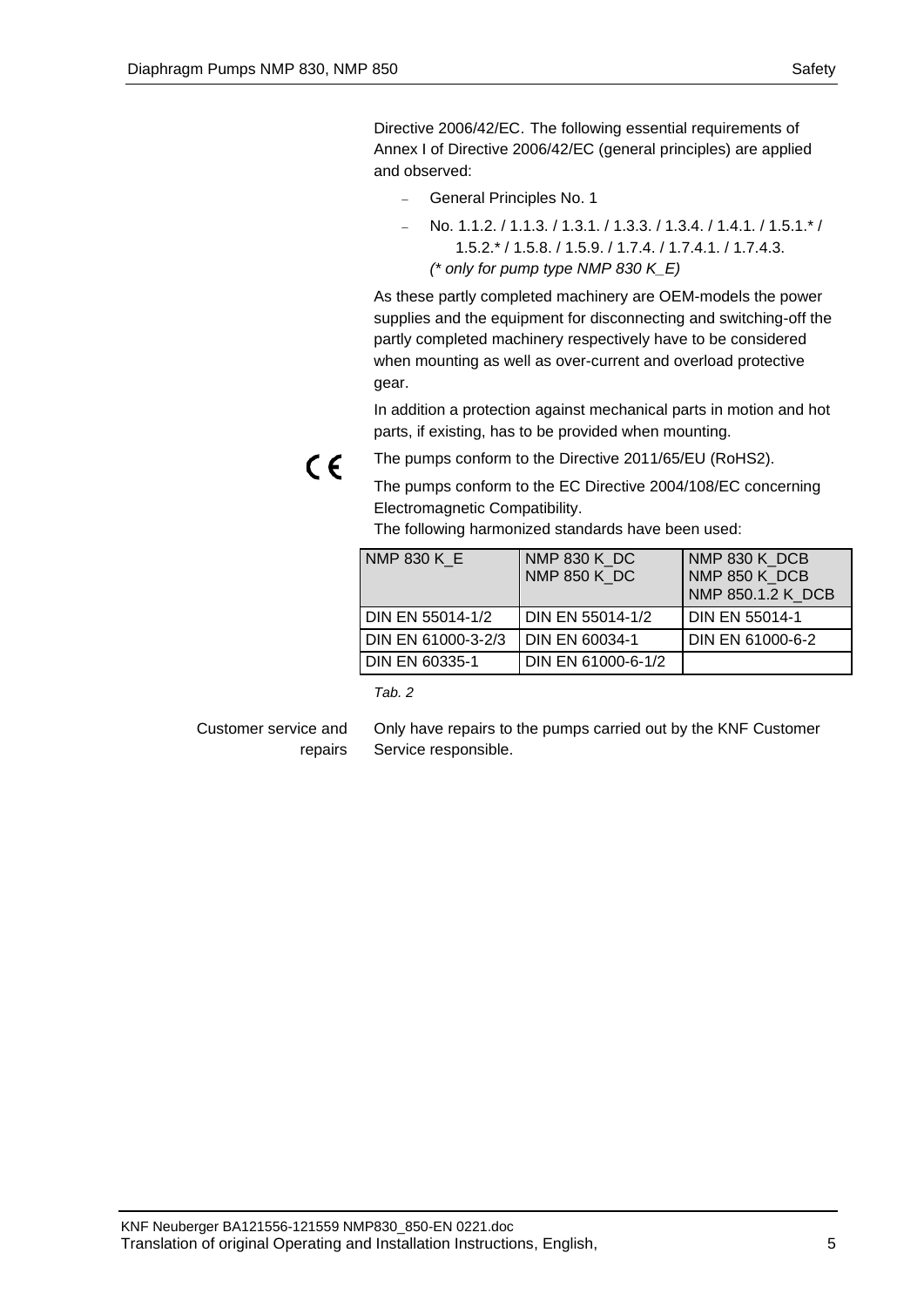Directive 2006/42/EC. The following essential requirements of Annex I of Directive 2006/42/EC (general principles) are applied and observed:

- General Principles No. 1
- No. 1.1.2. / 1.1.3. / 1.3.1. / 1.3.3. / 1.3.4. / 1.4.1. / 1.5.1.* / 1.5.2.* / 1.5.8. / 1.5.9. / 1.7.4. / 1.7.4.1. / 1.7.4.3.
  *(* only for pump type NMP 830 K_E)*

As these partly completed machinery are OEM-models the power supplies and the equipment for disconnecting and switching-off the partly completed machinery respectively have to be considered when mounting as well as over-current and overload protective gear.

In addition a protection against mechanical parts in motion and hot parts, if existing, has to be provided when mounting.

CE

The pumps conform to the Directive 2011/65/EU (RoHS2).

The pumps conform to the EC Directive 2004/108/EC concerning Electromagnetic Compatibility.

The following harmonized standards have been used:

| NMP 830 K_E | NMP 830 K_DC<br>NMP 850 K_DC | NMP 830 K_DCB<br>NMP 850 K_DCB<br>NMP 850.1.2 K_DCB |
|---|---|---|
| DIN EN 55014-1/2 | DIN EN 55014-1/2 | DIN EN 55014-1 |
| DIN EN 61000-3-2/3 | DIN EN 60034-1 | DIN EN 61000-6-2 |
| DIN EN 60335-1 | DIN EN 61000-6-1/2 | |

*Tab. 2*

Customer service and repairs

Only have repairs to the pumps carried out by the KNF Customer Service responsible.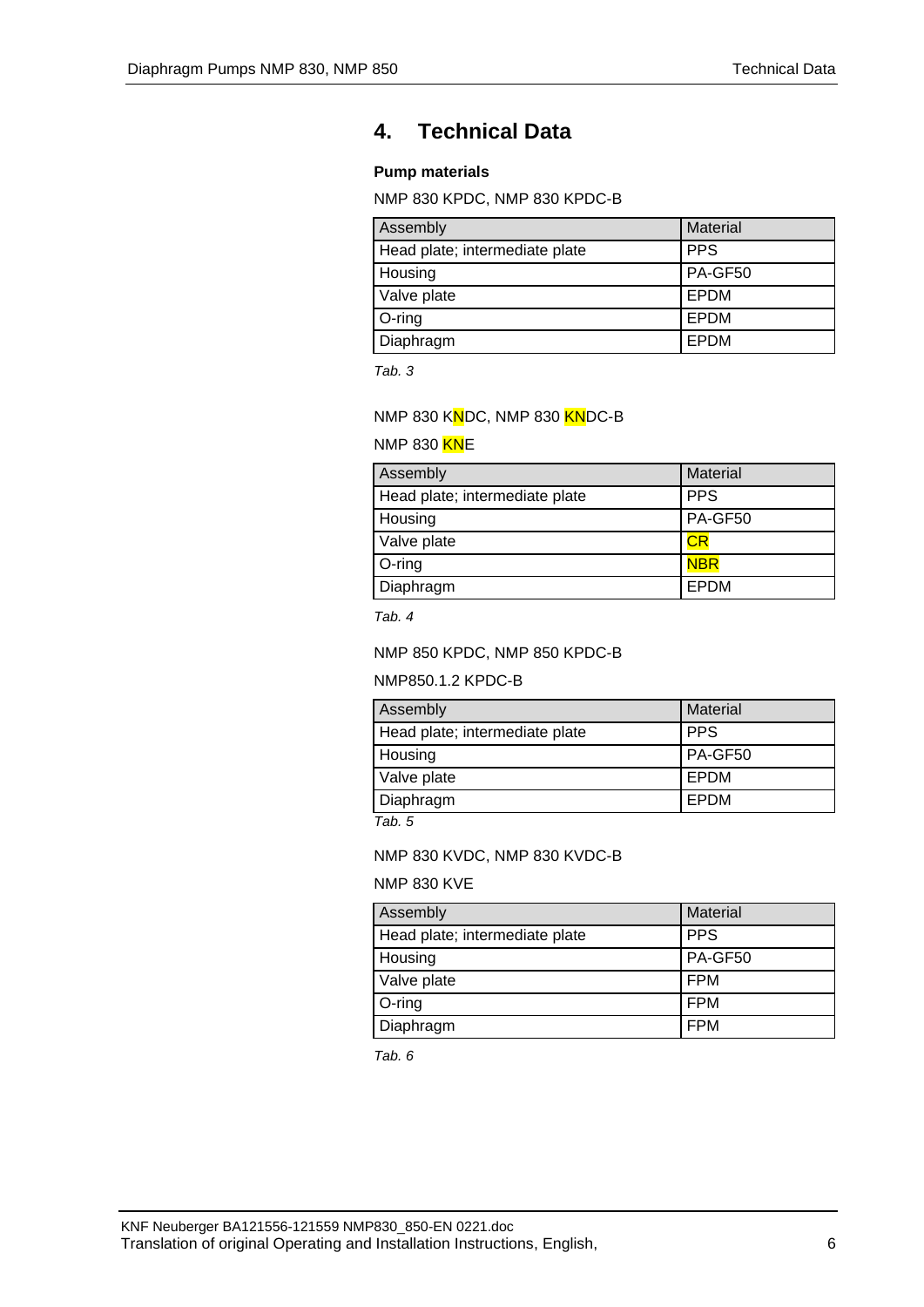# 4. Technical Data

**Pump materials**

NMP 830 KPDC, NMP 830 KPDC-B

| Assembly | Material |
|---|---|
| Head plate; intermediate plate | PPS |
| Housing | PA-GF50 |
| Valve plate | EPDM |
| O-ring | EPDM |
| Diaphragm | EPDM |

*Tab. 3*

NMP 830 KNDC, NMP 830 KNDC-B

NMP 830 KNE

| Assembly | Material |
|---|---|
| Head plate; intermediate plate | PPS |
| Housing | PA-GF50 |
| Valve plate | CR |
| O-ring | NBR |
| Diaphragm | EPDM |

*Tab. 4*

NMP 850 KPDC, NMP 850 KPDC-B

NMP850.1.2 KPDC-B

| Assembly | Material |
|---|---|
| Head plate; intermediate plate | PPS |
| Housing | PA-GF50 |
| Valve plate | EPDM |
| Diaphragm | EPDM |

*Tab. 5*

NMP 830 KVDC, NMP 830 KVDC-B

NMP 830 KVE

| Assembly | Material |
|---|---|
| Head plate; intermediate plate | PPS |
| Housing | PA-GF50 |
| Valve plate | FPM |
| O-ring | FPM |
| Diaphragm | FPM |

*Tab. 6*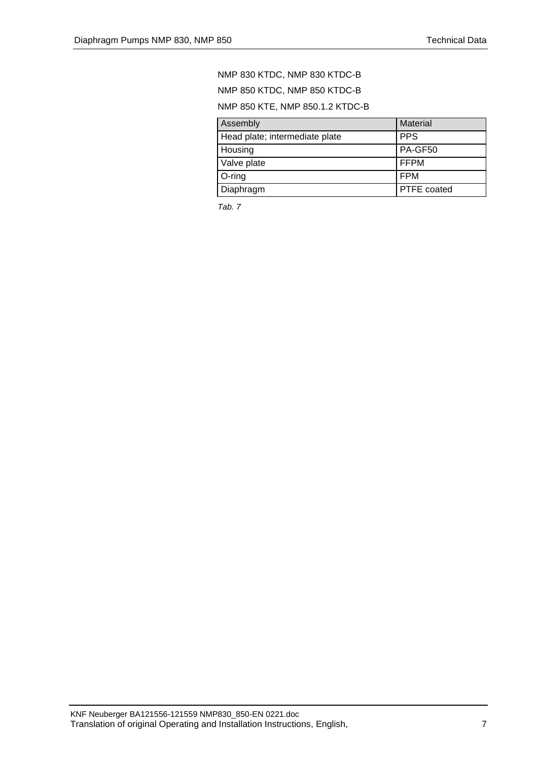NMP 830 KTDC, NMP 830 KTDC-B

NMP 850 KTDC, NMP 850 KTDC-B

NMP 850 KTE, NMP 850.1.2 KTDC-B

| Assembly | Material |
| --- | --- |
| Head plate; intermediate plate | PPS |
| Housing | PA-GF50 |
| Valve plate | FFPM |
| O-ring | FPM |
| Diaphragm | PTFE coated |

*Tab. 7*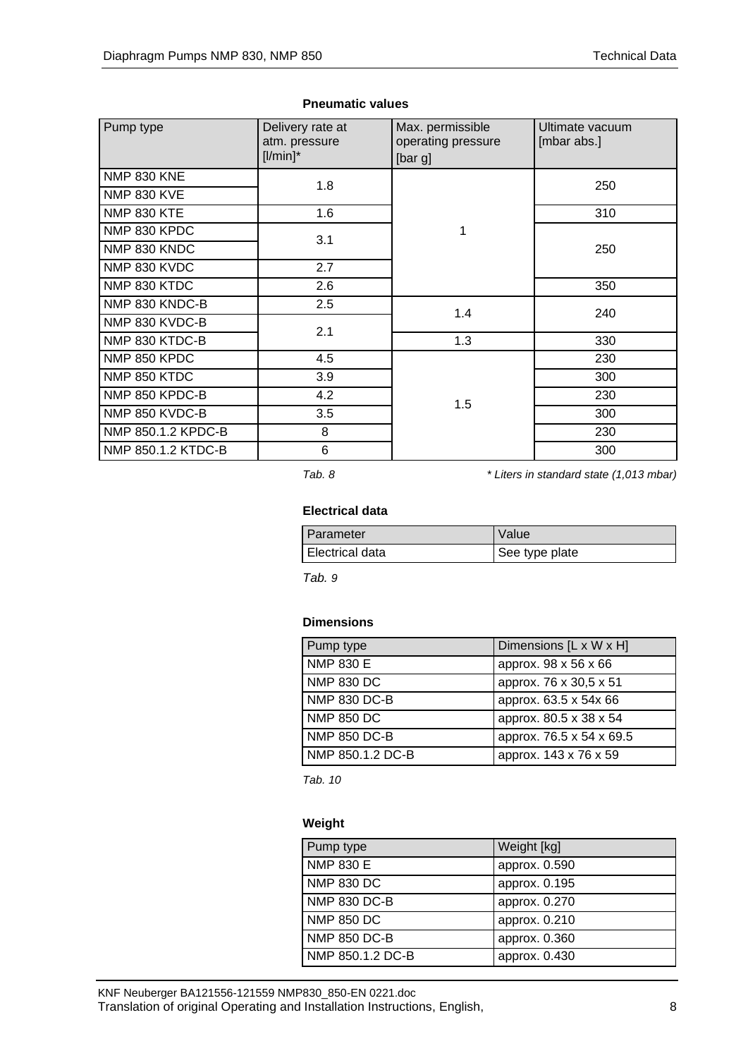**Pneumatic values**

| Pump type | Delivery rate at atm. pressure [l/min]* | Max. permissible operating pressure [bar g] | Ultimate vacuum [mbar abs.] |
|---|---|---|---|
| NMP 830 KNE | 1.8 | 1 | 250 |
| NMP 830 KVE | | | |
| NMP 830 KTE | 1.6 | | 310 |
| NMP 830 KPDC | 3.1 | | 250 |
| NMP 830 KNDC | | | |
| NMP 830 KVDC | 2.7 | | |
| NMP 830 KTDC | 2.6 | | 350 |
| NMP 830 KNDC-B | 2.5 | 1.4 | 240 |
| NMP 830 KVDC-B | 2.1 | | |
| NMP 830 KTDC-B | | 1.3 | 330 |
| NMP 850 KPDC | 4.5 | 1.5 | 230 |
| NMP 850 KTDC | 3.9 | | 300 |
| NMP 850 KPDC-B | 4.2 | | 230 |
| NMP 850 KVDC-B | 3.5 | | 300 |
| NMP 850.1.2 KPDC-B | 8 | | 230 |
| NMP 850.1.2 KTDC-B | 6 | | 300 |

*Tab. 8* *\* Liters in standard state (1,013 mbar)*

**Electrical data**

| Parameter | Value |
|---|---|
| Electrical data | See type plate |

*Tab. 9*

**Dimensions**

| Pump type | Dimensions [L x W x H] |
|---|---|
| NMP 830 E | approx. 98 x 56 x 66 |
| NMP 830 DC | approx. 76 x 30,5 x 51 |
| NMP 830 DC-B | approx. 63.5 x 54x 66 |
| NMP 850 DC | approx. 80.5 x 38 x 54 |
| NMP 850 DC-B | approx. 76.5 x 54 x 69.5 |
| NMP 850.1.2 DC-B | approx. 143 x 76 x 59 |

*Tab. 10*

**Weight**

| Pump type | Weight [kg] |
|---|---|
| NMP 830 E | approx. 0.590 |
| NMP 830 DC | approx. 0.195 |
| NMP 830 DC-B | approx. 0.270 |
| NMP 850 DC | approx. 0.210 |
| NMP 850 DC-B | approx. 0.360 |
| NMP 850.1.2 DC-B | approx. 0.430 |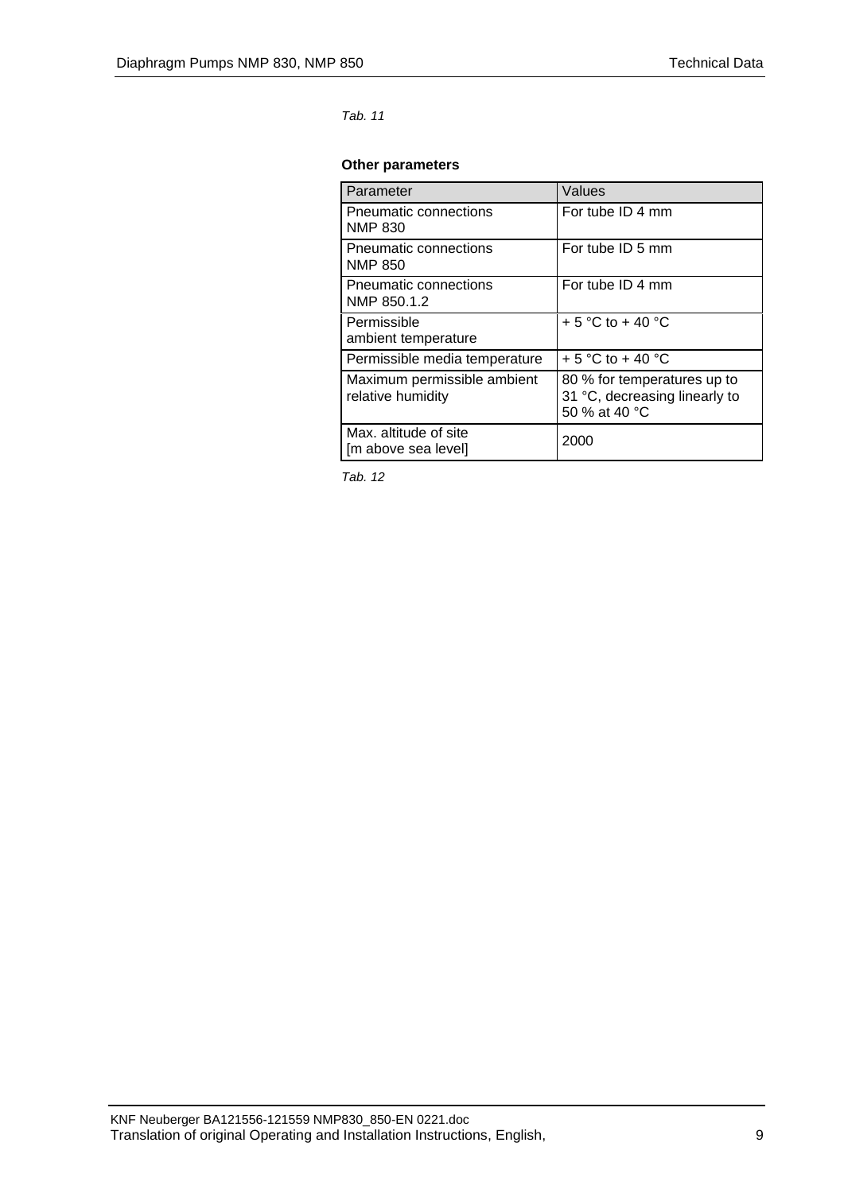*Tab. 11*

**Other parameters**

| Parameter | Values |
|---|---|
| Pneumatic connections NMP 830 | For tube ID 4 mm |
| Pneumatic connections NMP 850 | For tube ID 5 mm |
| Pneumatic connections NMP 850.1.2 | For tube ID 4 mm |
| Permissible ambient temperature | + 5 °C to + 40 °C |
| Permissible media temperature | + 5 °C to + 40 °C |
| Maximum permissible ambient relative humidity | 80 % for temperatures up to 31 °C, decreasing linearly to 50 % at 40 °C |
| Max. altitude of site [m above sea level] | 2000 |

*Tab. 12*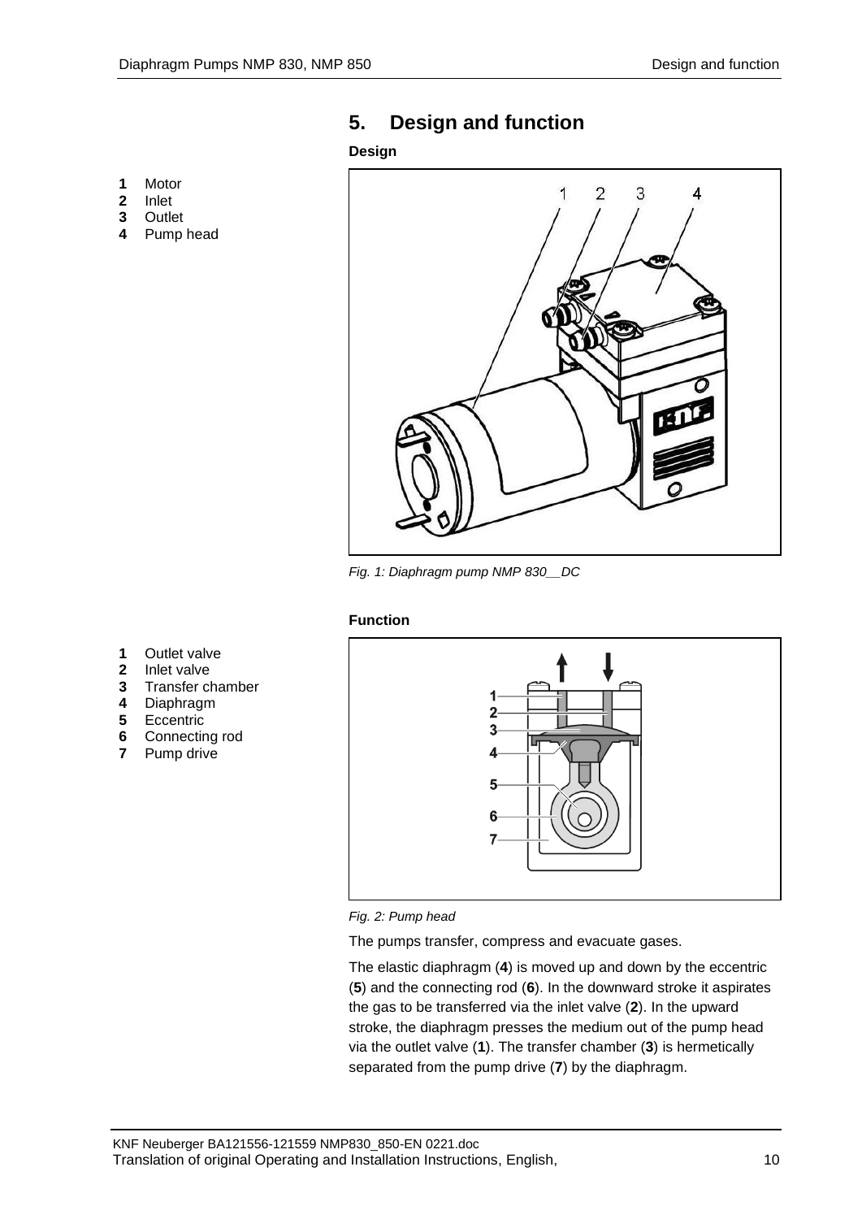# 5. Design and function

**Design**

**1** Motor
**2** Inlet
**3** Outlet
**4** Pump head

*Fig. 1: Diaphragm pump NMP 830__DC*

**Function**

**1** Outlet valve
**2** Inlet valve
**3** Transfer chamber
**4** Diaphragm
**5** Eccentric
**6** Connecting rod
**7** Pump drive

*Fig. 2: Pump head*

The pumps transfer, compress and evacuate gases.

The elastic diaphragm (**4**) is moved up and down by the eccentric (**5**) and the connecting rod (**6**). In the downward stroke it aspirates the gas to be transferred via the inlet valve (**2**). In the upward stroke, the diaphragm presses the medium out of the pump head via the outlet valve (**1**). The transfer chamber (**3**) is hermetically separated from the pump drive (**7**) by the diaphragm.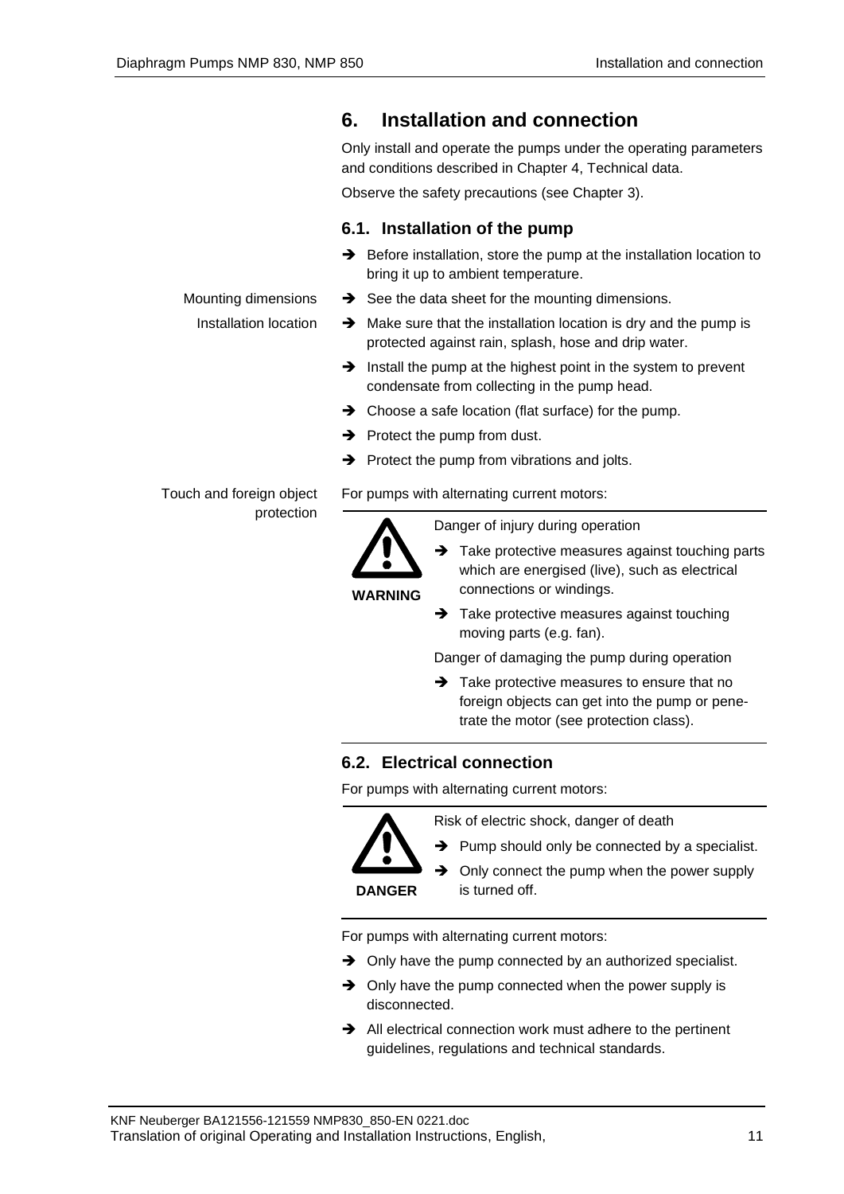# 6. Installation and connection

Only install and operate the pumps under the operating parameters and conditions described in Chapter 4, Technical data.

Observe the safety precautions (see Chapter 3).

## 6.1. Installation of the pump

➔ Before installation, store the pump at the installation location to bring it up to ambient temperature.

Mounting dimensions

➔ See the data sheet for the mounting dimensions.

Installation location

➔ Make sure that the installation location is dry and the pump is protected against rain, splash, hose and drip water.

➔ Install the pump at the highest point in the system to prevent condensate from collecting in the pump head.

➔ Choose a safe location (flat surface) for the pump.

➔ Protect the pump from dust.

➔ Protect the pump from vibrations and jolts.

Touch and foreign object protection

For pumps with alternating current motors:

**WARNING**

Danger of injury during operation

➔ Take protective measures against touching parts which are energised (live), such as electrical connections or windings.

➔ Take protective measures against touching moving parts (e.g. fan).

Danger of damaging the pump during operation

➔ Take protective measures to ensure that no foreign objects can get into the pump or penetrate the motor (see protection class).

## 6.2. Electrical connection

For pumps with alternating current motors:

**DANGER**

Risk of electric shock, danger of death

➔ Pump should only be connected by a specialist.

➔ Only connect the pump when the power supply is turned off.

For pumps with alternating current motors:

➔ Only have the pump connected by an authorized specialist.

➔ Only have the pump connected when the power supply is disconnected.

➔ All electrical connection work must adhere to the pertinent guidelines, regulations and technical standards.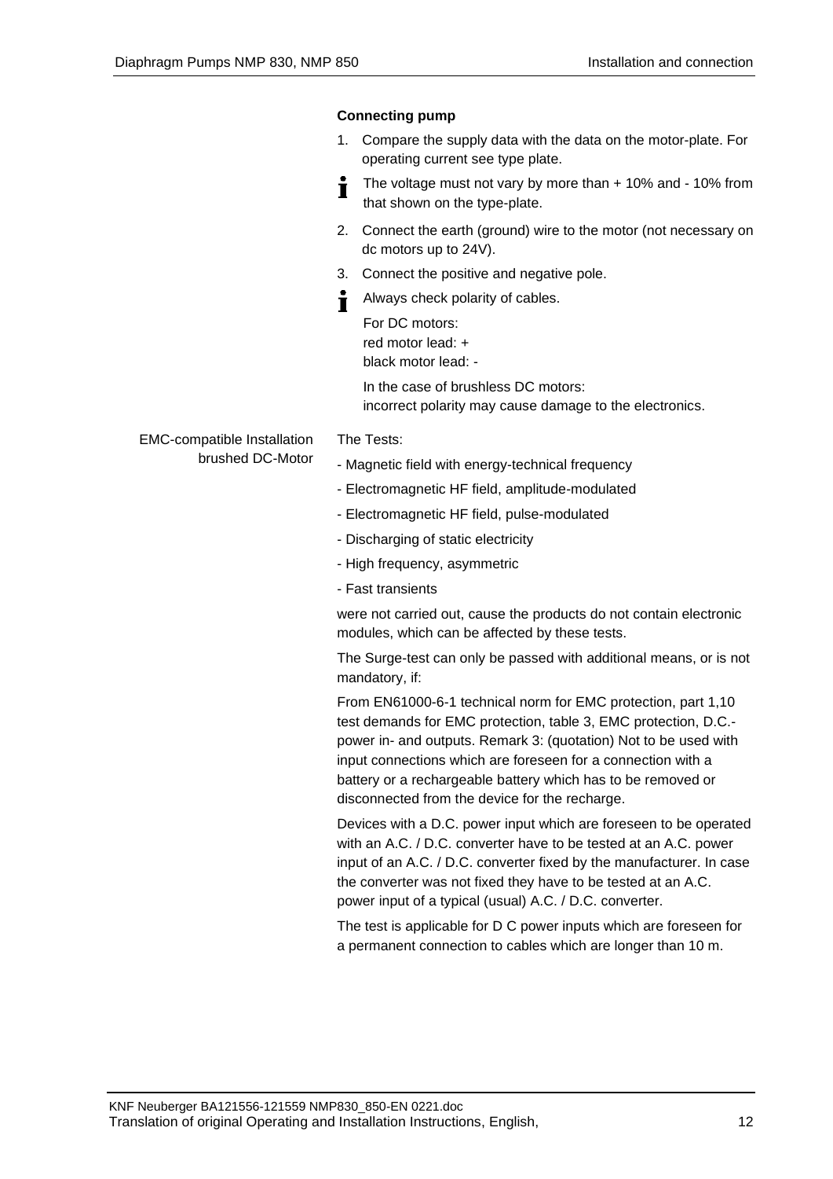**Connecting pump**

1. Compare the supply data with the data on the motor-plate. For operating current see type plate.

   The voltage must not vary by more than + 10% and - 10% from that shown on the type-plate.

2. Connect the earth (ground) wire to the motor (not necessary on dc motors up to 24V).
3. Connect the positive and negative pole.

   Always check polarity of cables.

   For DC motors:
   red motor lead: +
   black motor lead: -

   In the case of brushless DC motors:
   incorrect polarity may cause damage to the electronics.

**EMC-compatible Installation brushed DC-Motor**

The Tests:

- Magnetic field with energy-technical frequency
- Electromagnetic HF field, amplitude-modulated
- Electromagnetic HF field, pulse-modulated
- Discharging of static electricity
- High frequency, asymmetric
- Fast transients

were not carried out, cause the products do not contain electronic modules, which can be affected by these tests.

The Surge-test can only be passed with additional means, or is not mandatory, if:

From EN61000-6-1 technical norm for EMC protection, part 1,10 test demands for EMC protection, table 3, EMC protection, D.C.-power in- and outputs. Remark 3: (quotation) Not to be used with input connections which are foreseen for a connection with a battery or a rechargeable battery which has to be removed or disconnected from the device for the recharge.

Devices with a D.C. power input which are foreseen to be operated with an A.C. / D.C. converter have to be tested at an A.C. power input of an A.C. / D.C. converter fixed by the manufacturer. In case the converter was not fixed they have to be tested at an A.C. power input of a typical (usual) A.C. / D.C. converter.

The test is applicable for D C power inputs which are foreseen for a permanent connection to cables which are longer than 10 m.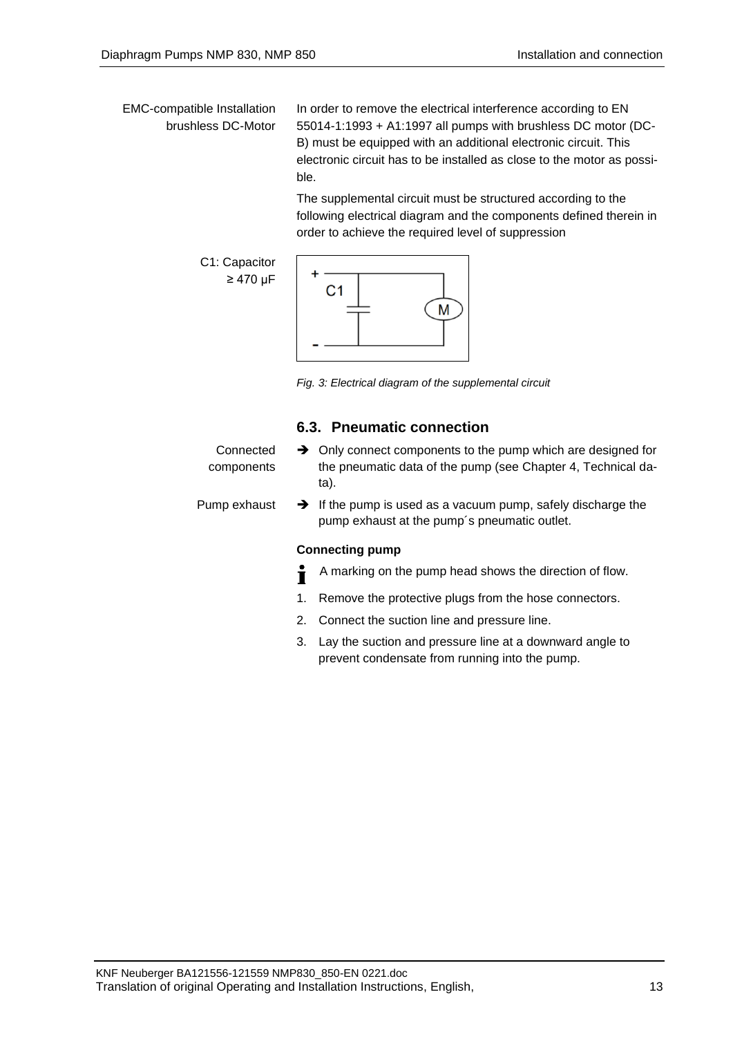EMC-compatible Installation brushless DC-Motor

In order to remove the electrical interference according to EN 55014-1:1993 + A1:1997 all pumps with brushless DC motor (DC-B) must be equipped with an additional electronic circuit. This electronic circuit has to be installed as close to the motor as possible.

The supplemental circuit must be structured according to the following electrical diagram and the components defined therein in order to achieve the required level of suppression

C1: Capacitor ≥ 470 µF

*Fig. 3: Electrical diagram of the supplemental circuit*

## 6.3. Pneumatic connection

Connected components

➔ Only connect components to the pump which are designed for the pneumatic data of the pump (see Chapter 4, Technical data).

Pump exhaust

➔ If the pump is used as a vacuum pump, safely discharge the pump exhaust at the pump´s pneumatic outlet.

**Connecting pump**

A marking on the pump head shows the direction of flow.

1. Remove the protective plugs from the hose connectors.
2. Connect the suction line and pressure line.
3. Lay the suction and pressure line at a downward angle to prevent condensate from running into the pump.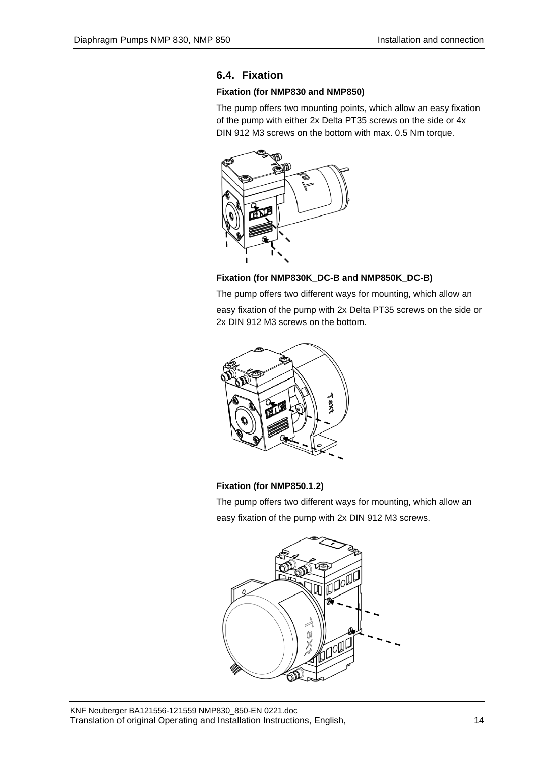## 6.4. Fixation

**Fixation (for NMP830 and NMP850)**

The pump offers two mounting points, which allow an easy fixation of the pump with either 2x Delta PT35 screws on the side or 4x DIN 912 M3 screws on the bottom with max. 0.5 Nm torque.

**Fixation (for NMP830K_DC-B and NMP850K_DC-B)**

The pump offers two different ways for mounting, which allow an easy fixation of the pump with 2x Delta PT35 screws on the side or 2x DIN 912 M3 screws on the bottom.

**Fixation (for NMP850.1.2)**

The pump offers two different ways for mounting, which allow an easy fixation of the pump with 2x DIN 912 M3 screws.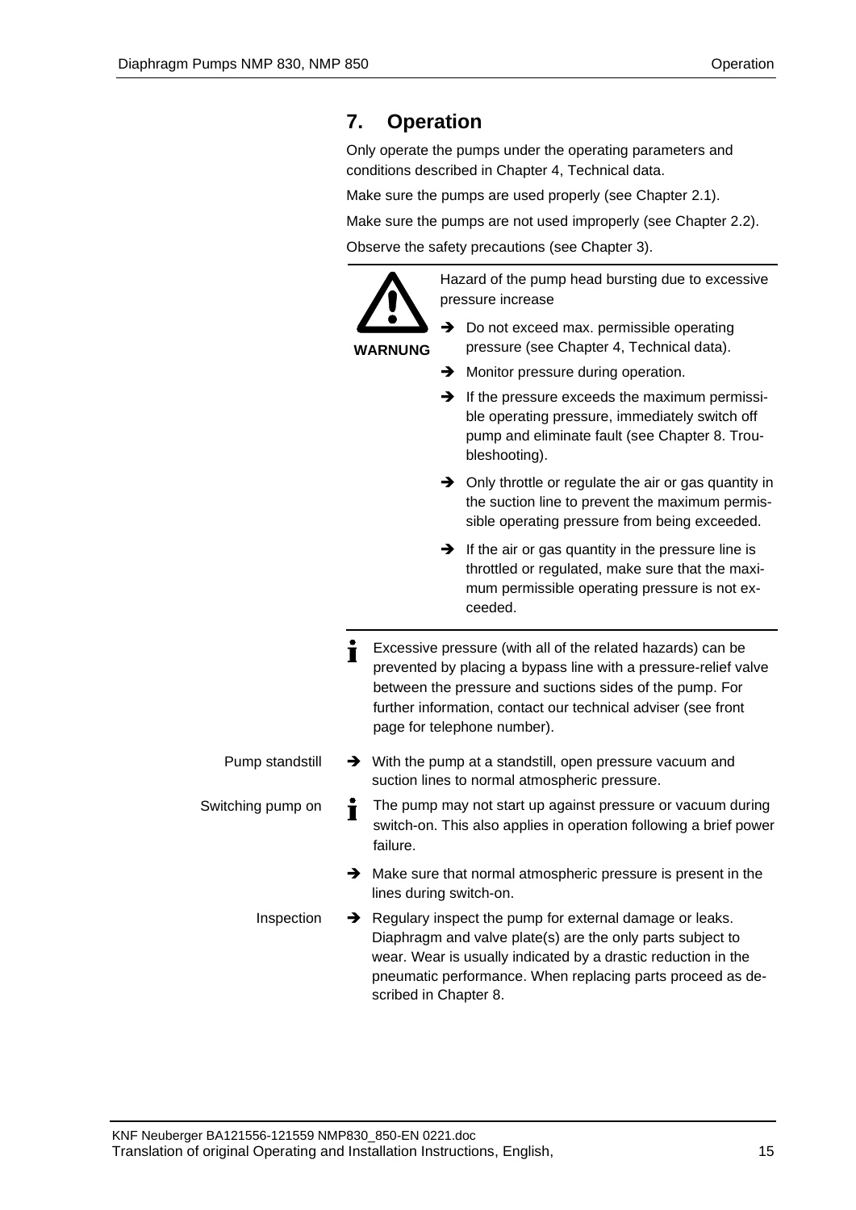## 7. Operation

Only operate the pumps under the operating parameters and conditions described in Chapter 4, Technical data.

Make sure the pumps are used properly (see Chapter 2.1).

Make sure the pumps are not used improperly (see Chapter 2.2).

Observe the safety precautions (see Chapter 3).

---

**WARNUNG**

Hazard of the pump head bursting due to excessive pressure increase

- ➔ Do not exceed max. permissible operating pressure (see Chapter 4, Technical data).
- ➔ Monitor pressure during operation.
- ➔ If the pressure exceeds the maximum permissible operating pressure, immediately switch off pump and eliminate fault (see Chapter 8. Troubleshooting).
- ➔ Only throttle or regulate the air or gas quantity in the suction line to prevent the maximum permissible operating pressure from being exceeded.
- ➔ If the air or gas quantity in the pressure line is throttled or regulated, make sure that the maximum permissible operating pressure is not exceeded.

---

**i** Excessive pressure (with all of the related hazards) can be prevented by placing a bypass line with a pressure-relief valve between the pressure and suctions sides of the pump. For further information, contact our technical adviser (see front page for telephone number).

**Pump standstill**

- ➔ With the pump at a standstill, open pressure vacuum and suction lines to normal atmospheric pressure.

**Switching pump on**

**i** The pump may not start up against pressure or vacuum during switch-on. This also applies in operation following a brief power failure.

- ➔ Make sure that normal atmospheric pressure is present in the lines during switch-on.

**Inspection**

- ➔ Regulary inspect the pump for external damage or leaks. Diaphragm and valve plate(s) are the only parts subject to wear. Wear is usually indicated by a drastic reduction in the pneumatic performance. When replacing parts proceed as described in Chapter 8.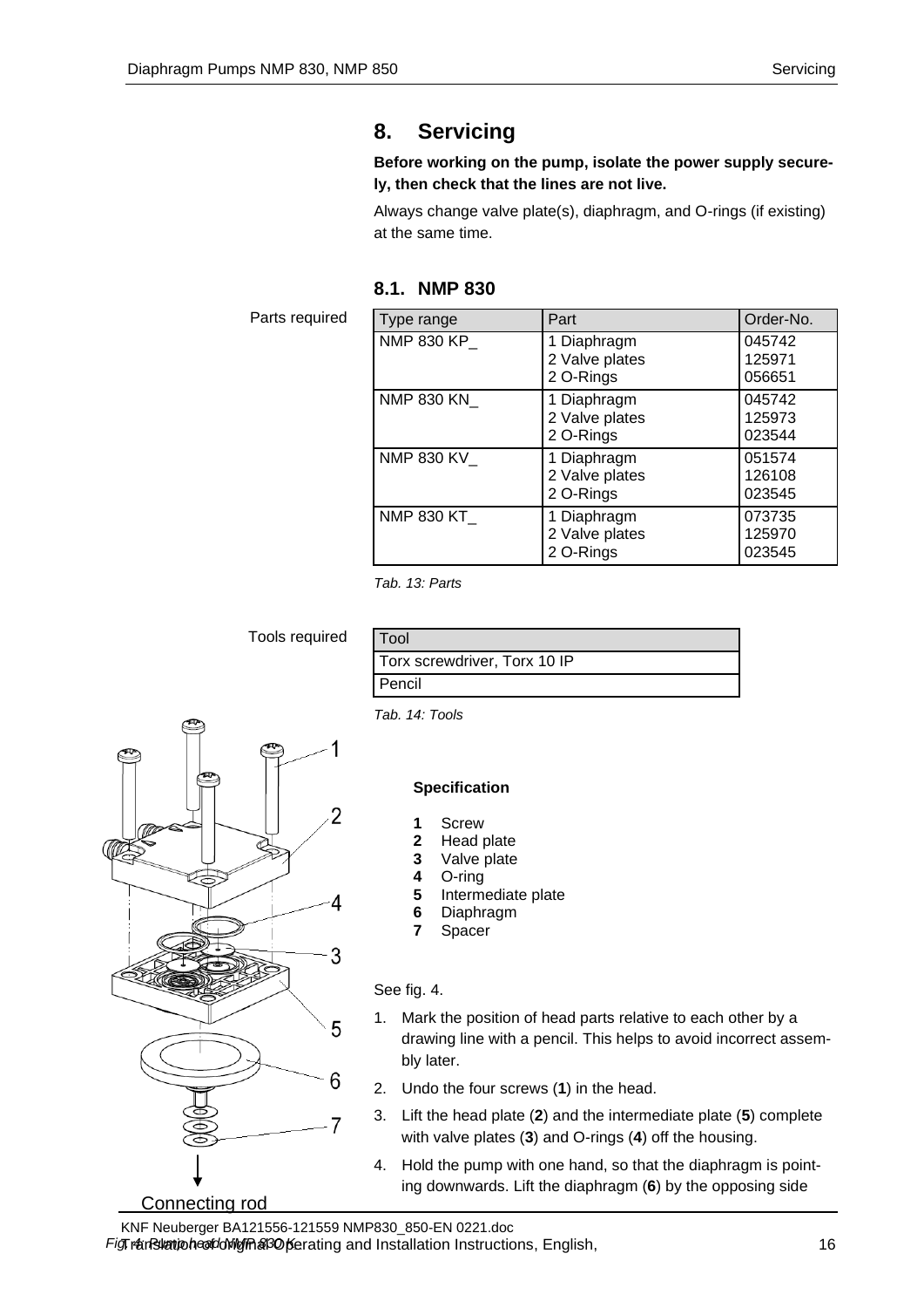# 8. Servicing

**Before working on the pump, isolate the power supply securely, then check that the lines are not live.**

Always change valve plate(s), diaphragm, and O-rings (if existing) at the same time.

## 8.1. NMP 830

Parts required

| Type range | Part | Order-No. |
|---|---|---|
| NMP 830 KP_ | 1 Diaphragm<br>2 Valve plates<br>2 O-Rings | 045742<br>125971<br>056651 |
| NMP 830 KN_ | 1 Diaphragm<br>2 Valve plates<br>2 O-Rings | 045742<br>125973<br>023544 |
| NMP 830 KV_ | 1 Diaphragm<br>2 Valve plates<br>2 O-Rings | 051574<br>126108<br>023545 |
| NMP 830 KT_ | 1 Diaphragm<br>2 Valve plates<br>2 O-Rings | 073735<br>125970<br>023545 |

*Tab. 13: Parts*

Tools required

| Tool |
|---|
| Torx screwdriver, Torx 10 IP |
| Pencil |

*Tab. 14: Tools*

Connecting rod

*Fig. 4: Pump head NMP 830 K*

**Specification**

**1** Screw
**2** Head plate
**3** Valve plate
**4** O-ring
**5** Intermediate plate
**6** Diaphragm
**7** Spacer

See fig. 4.

1. Mark the position of head parts relative to each other by a drawing line with a pencil. This helps to avoid incorrect assembly later.
2. Undo the four screws (**1**) in the head.
3. Lift the head plate (**2**) and the intermediate plate (**5**) complete with valve plates (**3**) and O-rings (**4**) off the housing.
4. Hold the pump with one hand, so that the diaphragm is pointing downwards. Lift the diaphragm (**6**) by the opposing side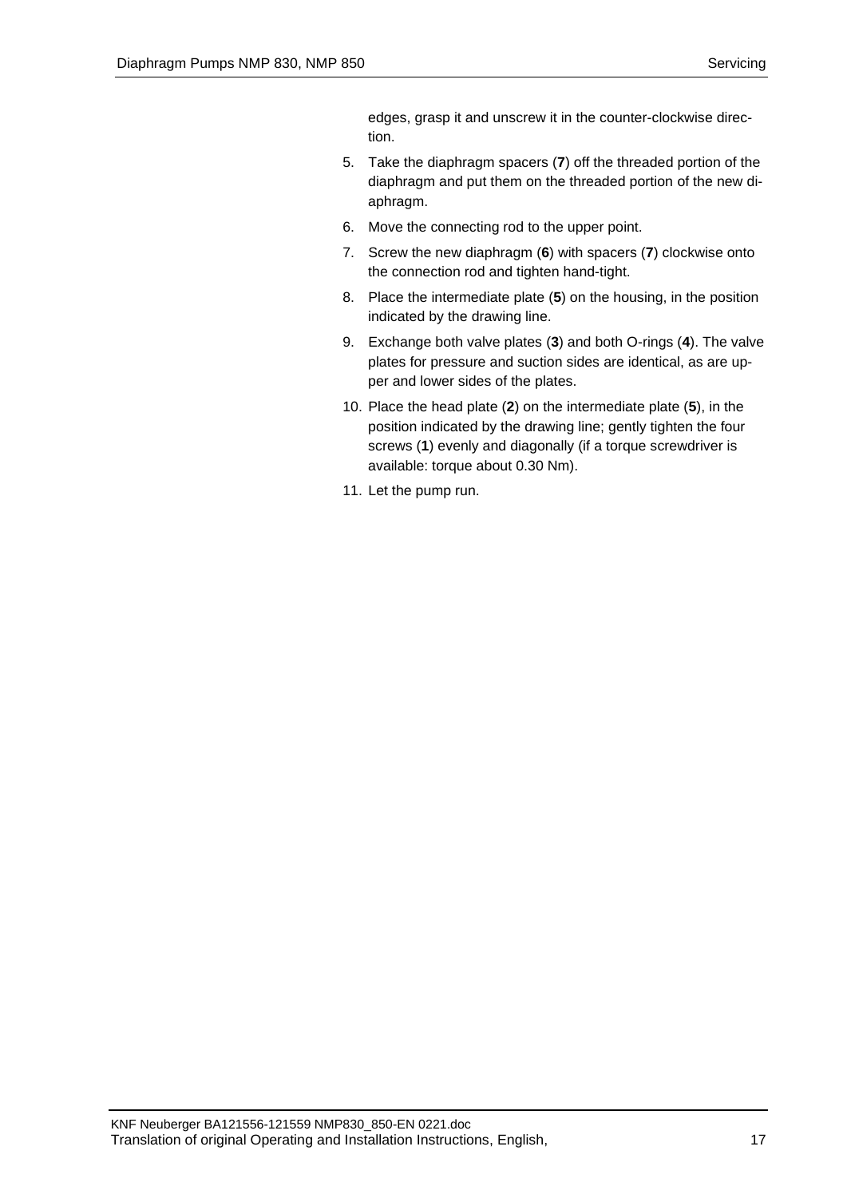edges, grasp it and unscrew it in the counter-clockwise direction.

5. Take the diaphragm spacers (**7**) off the threaded portion of the diaphragm and put them on the threaded portion of the new diaphragm.
6. Move the connecting rod to the upper point.
7. Screw the new diaphragm (**6**) with spacers (**7**) clockwise onto the connection rod and tighten hand-tight.
8. Place the intermediate plate (**5**) on the housing, in the position indicated by the drawing line.
9. Exchange both valve plates (**3**) and both O-rings (**4**). The valve plates for pressure and suction sides are identical, as are upper and lower sides of the plates.
10. Place the head plate (**2**) on the intermediate plate (**5**), in the position indicated by the drawing line; gently tighten the four screws (**1**) evenly and diagonally (if a torque screwdriver is available: torque about 0.30 Nm).
11. Let the pump run.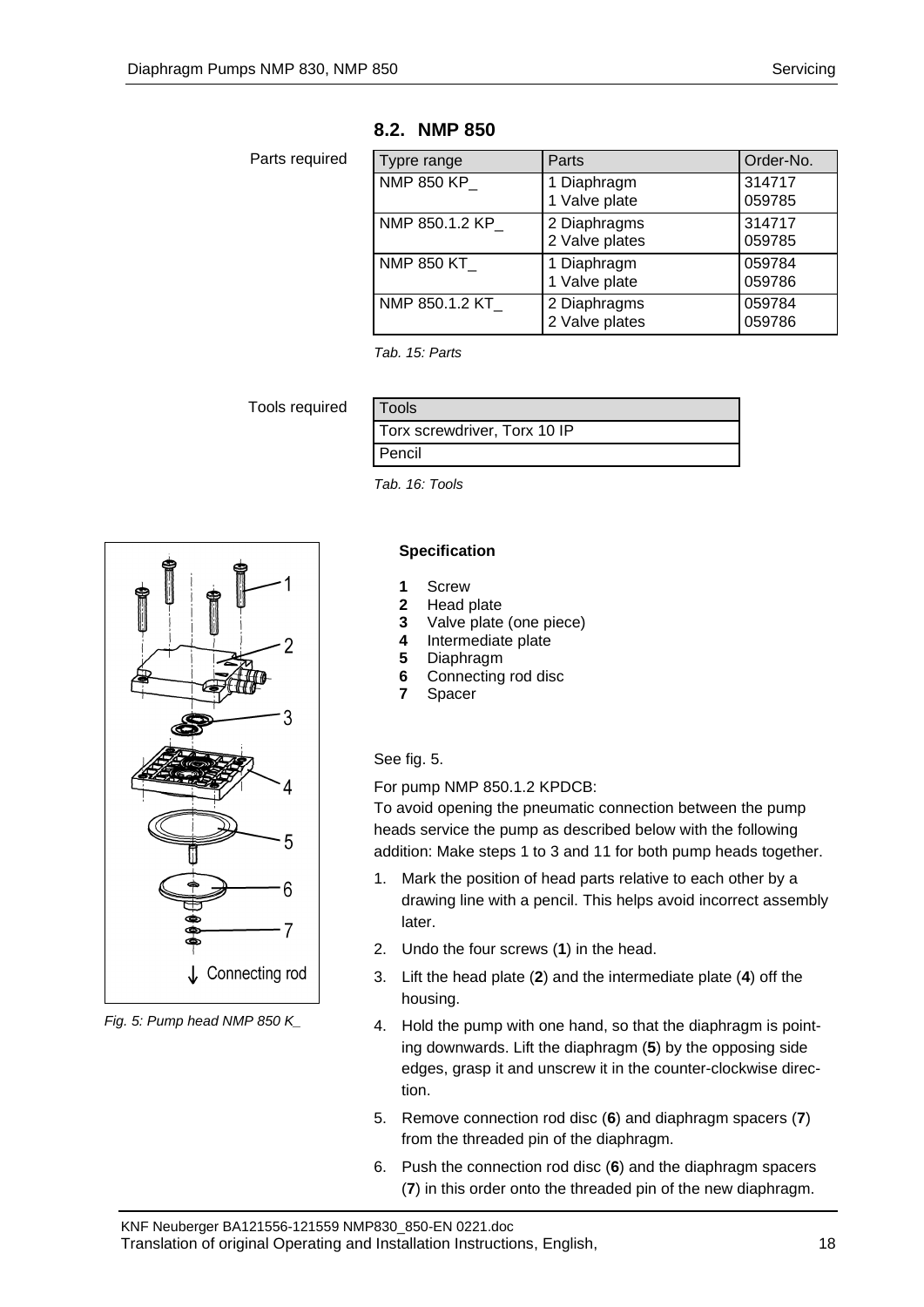## 8.2. NMP 850

Parts required

| Typre range | Parts | Order-No. |
|---|---|---|
| NMP 850 KP_ | 1 Diaphragm<br>1 Valve plate | 314717<br>059785 |
| NMP 850.1.2 KP_ | 2 Diaphragms<br>2 Valve plates | 314717<br>059785 |
| NMP 850 KT_ | 1 Diaphragm<br>1 Valve plate | 059784<br>059786 |
| NMP 850.1.2 KT_ | 2 Diaphragms<br>2 Valve plates | 059784<br>059786 |

*Tab. 15: Parts*

Tools required

| Tools |
|---|
| Torx screwdriver, Torx 10 IP |
| Pencil |

*Tab. 16: Tools*

*Fig. 5: Pump head NMP 850 K_*

**Specification**

- **1** Screw
- **2** Head plate
- **3** Valve plate (one piece)
- **4** Intermediate plate
- **5** Diaphragm
- **6** Connecting rod disc
- **7** Spacer

See fig. 5.

For pump NMP 850.1.2 KPDCB:
To avoid opening the pneumatic connection between the pump heads service the pump as described below with the following addition: Make steps 1 to 3 and 11 for both pump heads together.

1. Mark the position of head parts relative to each other by a drawing line with a pencil. This helps avoid incorrect assembly later.
2. Undo the four screws (**1**) in the head.
3. Lift the head plate (**2**) and the intermediate plate (**4**) off the housing.
4. Hold the pump with one hand, so that the diaphragm is pointing downwards. Lift the diaphragm (**5**) by the opposing side edges, grasp it and unscrew it in the counter-clockwise direction.
5. Remove connection rod disc (**6**) and diaphragm spacers (**7**) from the threaded pin of the diaphragm.
6. Push the connection rod disc (**6**) and the diaphragm spacers (**7**) in this order onto the threaded pin of the new diaphragm.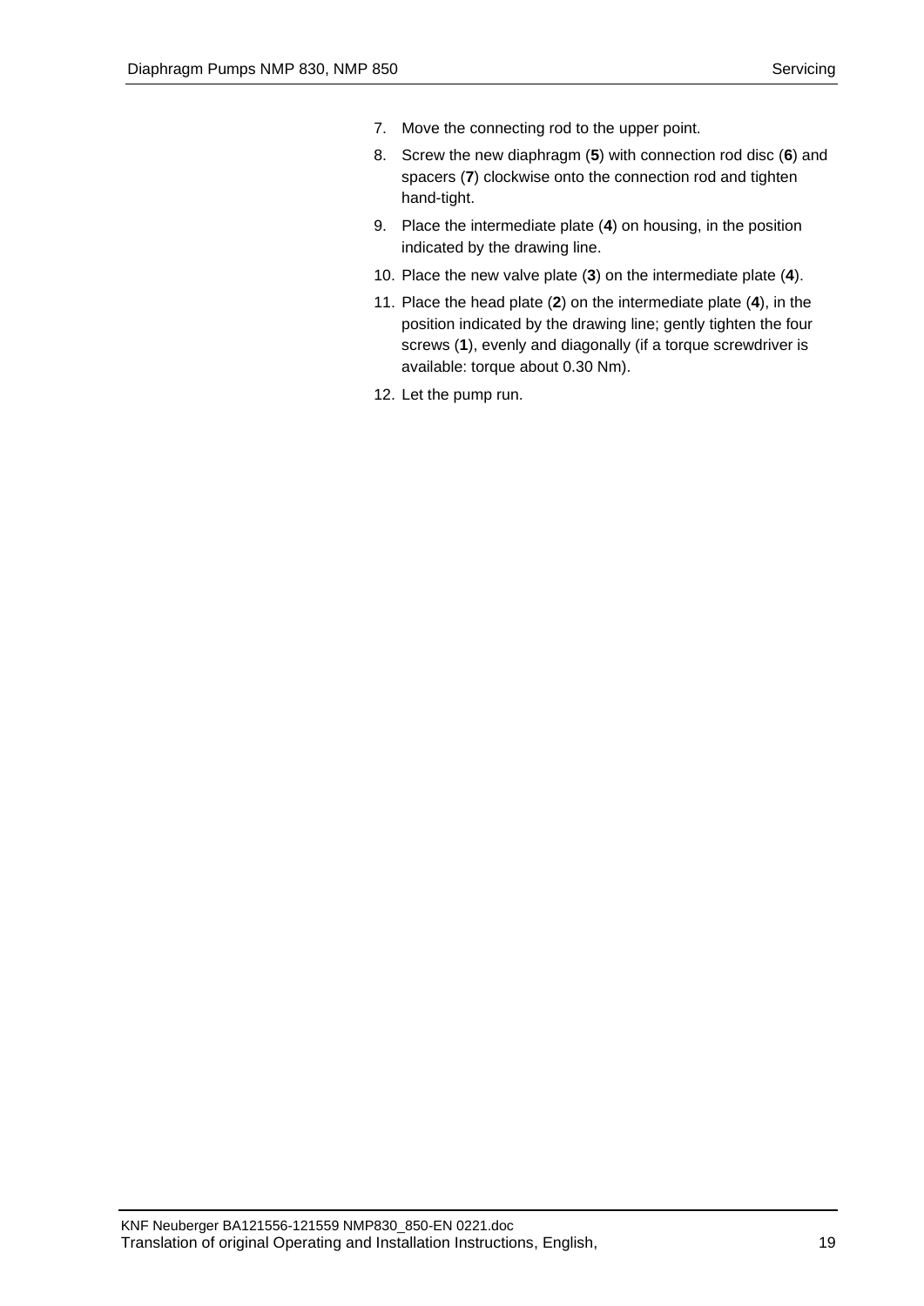7. Move the connecting rod to the upper point.
8. Screw the new diaphragm (**5**) with connection rod disc (**6**) and spacers (**7**) clockwise onto the connection rod and tighten hand-tight.
9. Place the intermediate plate (**4**) on housing, in the position indicated by the drawing line.
10. Place the new valve plate (**3**) on the intermediate plate (**4**).
11. Place the head plate (**2**) on the intermediate plate (**4**), in the position indicated by the drawing line; gently tighten the four screws (**1**), evenly and diagonally (if a torque screwdriver is available: torque about 0.30 Nm).
12. Let the pump run.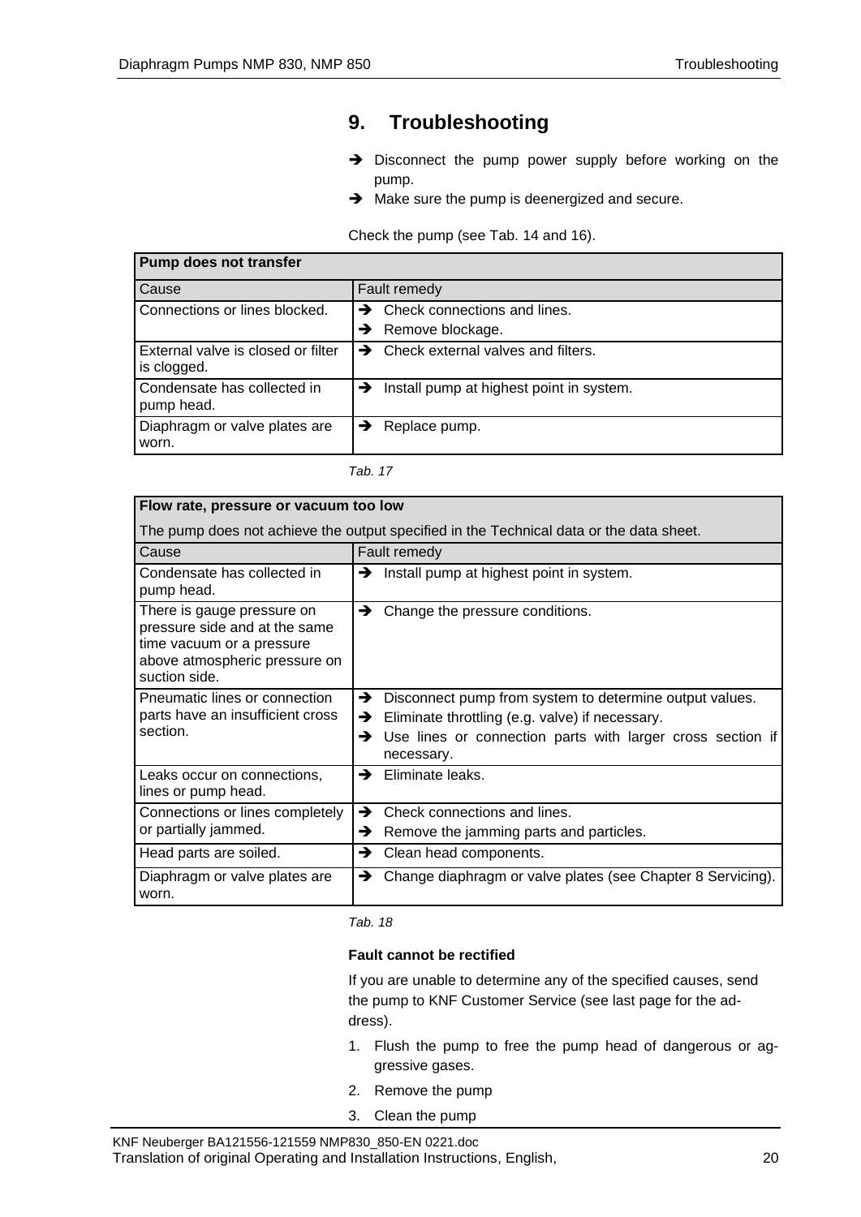# 9. Troubleshooting

➔ Disconnect the pump power supply before working on the pump.

➔ Make sure the pump is deenergized and secure.

Check the pump (see Tab. 14 and 16).

| **Pump does not transfer** | |
|---|---|
| Cause | Fault remedy |
| Connections or lines blocked. | ➔ Check connections and lines.<br>➔ Remove blockage. |
| External valve is closed or filter is clogged. | ➔ Check external valves and filters. |
| Condensate has collected in pump head. | ➔ Install pump at highest point in system. |
| Diaphragm or valve plates are worn. | ➔ Replace pump. |

*Tab. 17*

| **Flow rate, pressure or vacuum too low**<br>The pump does not achieve the output specified in the Technical data or the data sheet. | |
|---|---|
| Cause | Fault remedy |
| Condensate has collected in pump head. | ➔ Install pump at highest point in system. |
| There is gauge pressure on pressure side and at the same time vacuum or a pressure above atmospheric pressure on suction side. | ➔ Change the pressure conditions. |
| Pneumatic lines or connection parts have an insufficient cross section. | ➔ Disconnect pump from system to determine output values.<br>➔ Eliminate throttling (e.g. valve) if necessary.<br>➔ Use lines or connection parts with larger cross section if necessary. |
| Leaks occur on connections, lines or pump head. | ➔ Eliminate leaks. |
| Connections or lines completely or partially jammed. | ➔ Check connections and lines.<br>➔ Remove the jamming parts and particles. |
| Head parts are soiled. | ➔ Clean head components. |
| Diaphragm or valve plates are worn. | ➔ Change diaphragm or valve plates (see Chapter 8 Servicing). |

*Tab. 18*

**Fault cannot be rectified**

If you are unable to determine any of the specified causes, send the pump to KNF Customer Service (see last page for the address).

1. Flush the pump to free the pump head of dangerous or aggressive gases.
2. Remove the pump
3. Clean the pump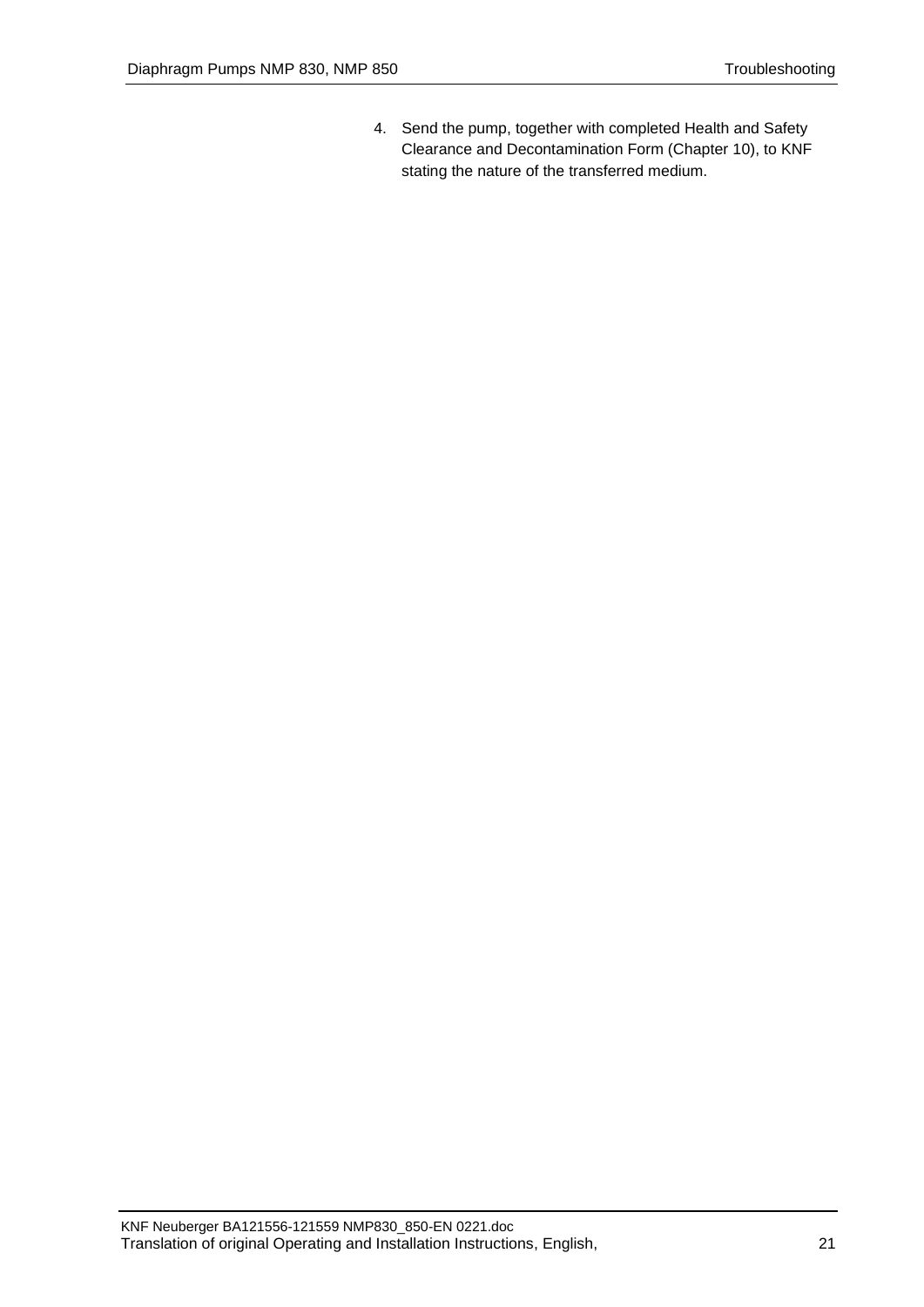4. Send the pump, together with completed Health and Safety Clearance and Decontamination Form (Chapter 10), to KNF stating the nature of the transferred medium.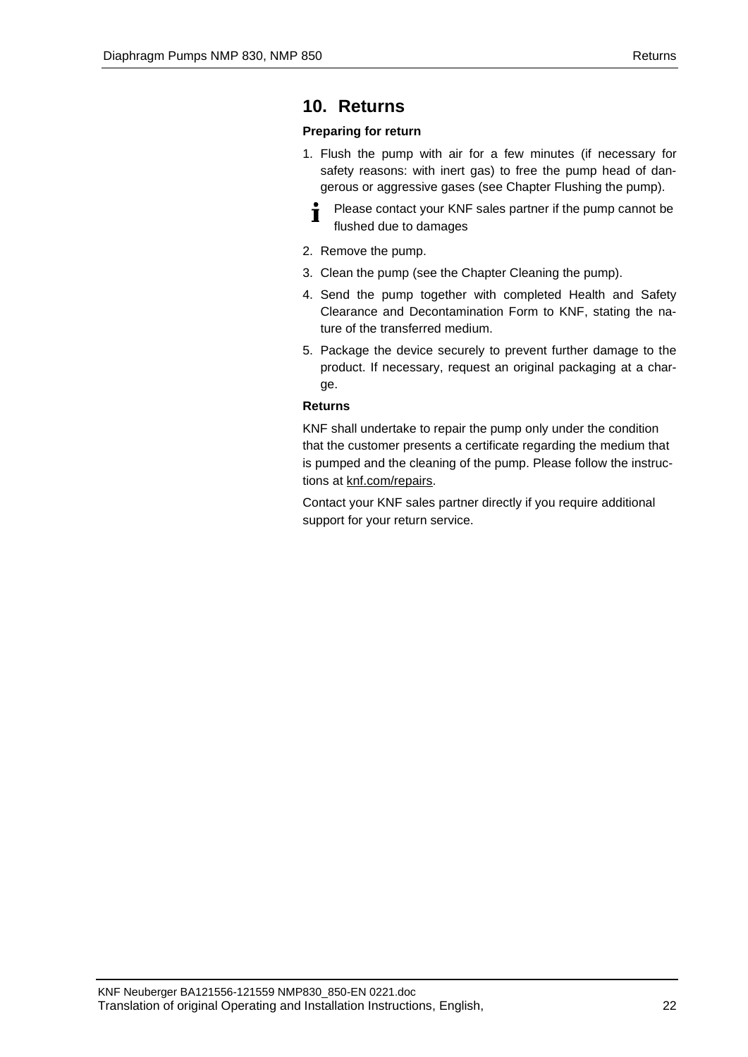## 10. Returns

**Preparing for return**

1. Flush the pump with air for a few minutes (if necessary for safety reasons: with inert gas) to free the pump head of dangerous or aggressive gases (see Chapter Flushing the pump).

   Please contact your KNF sales partner if the pump cannot be flushed due to damages

2. Remove the pump.
3. Clean the pump (see the Chapter Cleaning the pump).
4. Send the pump together with completed Health and Safety Clearance and Decontamination Form to KNF, stating the nature of the transferred medium.
5. Package the device securely to prevent further damage to the product. If necessary, request an original packaging at a charge.

**Returns**

KNF shall undertake to repair the pump only under the condition that the customer presents a certificate regarding the medium that is pumped and the cleaning of the pump. Please follow the instructions at knf.com/repairs.

Contact your KNF sales partner directly if you require additional support for your return service.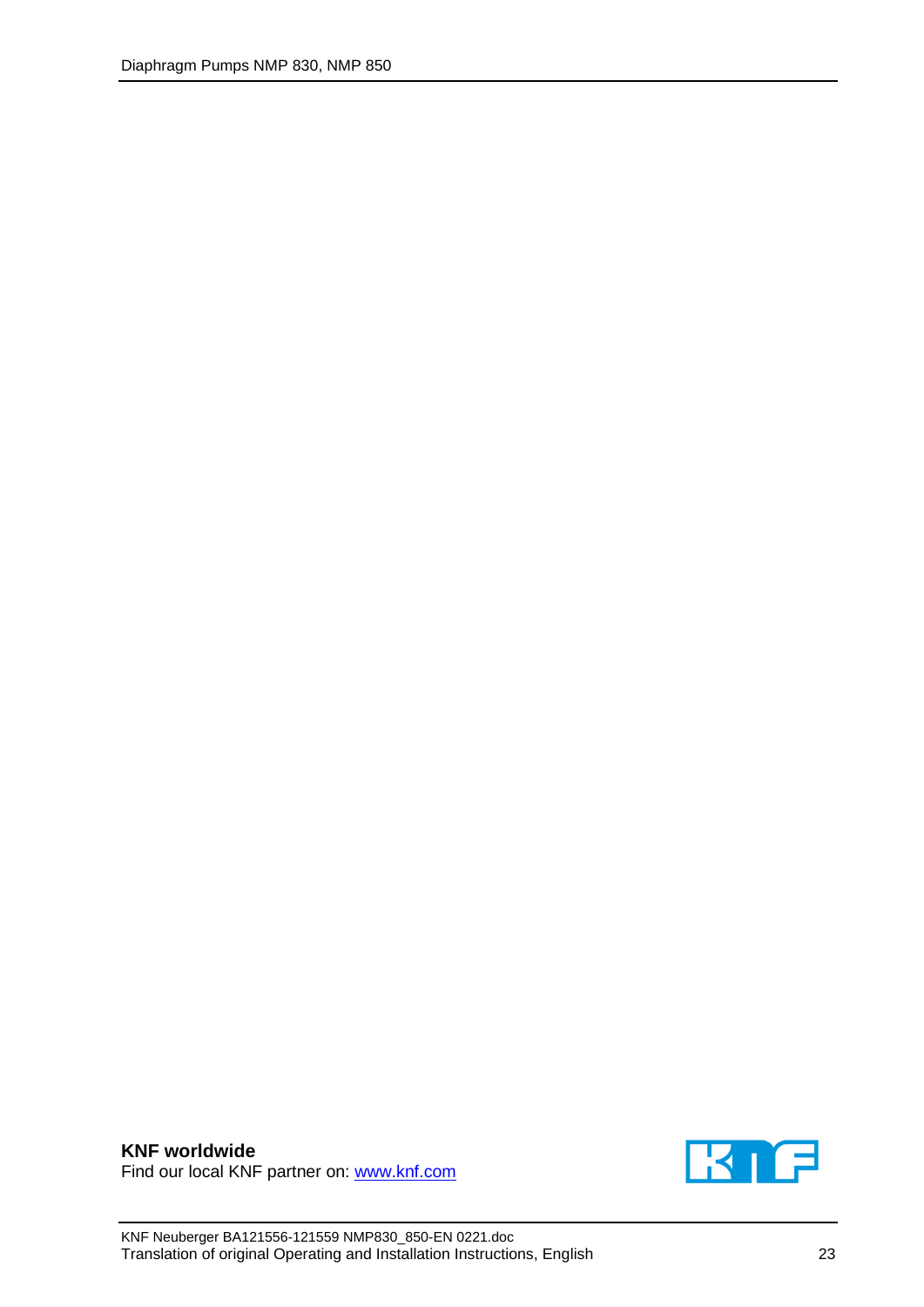**KNF worldwide**
Find our local KNF partner on: [www.knf.com](http://www.knf.com)